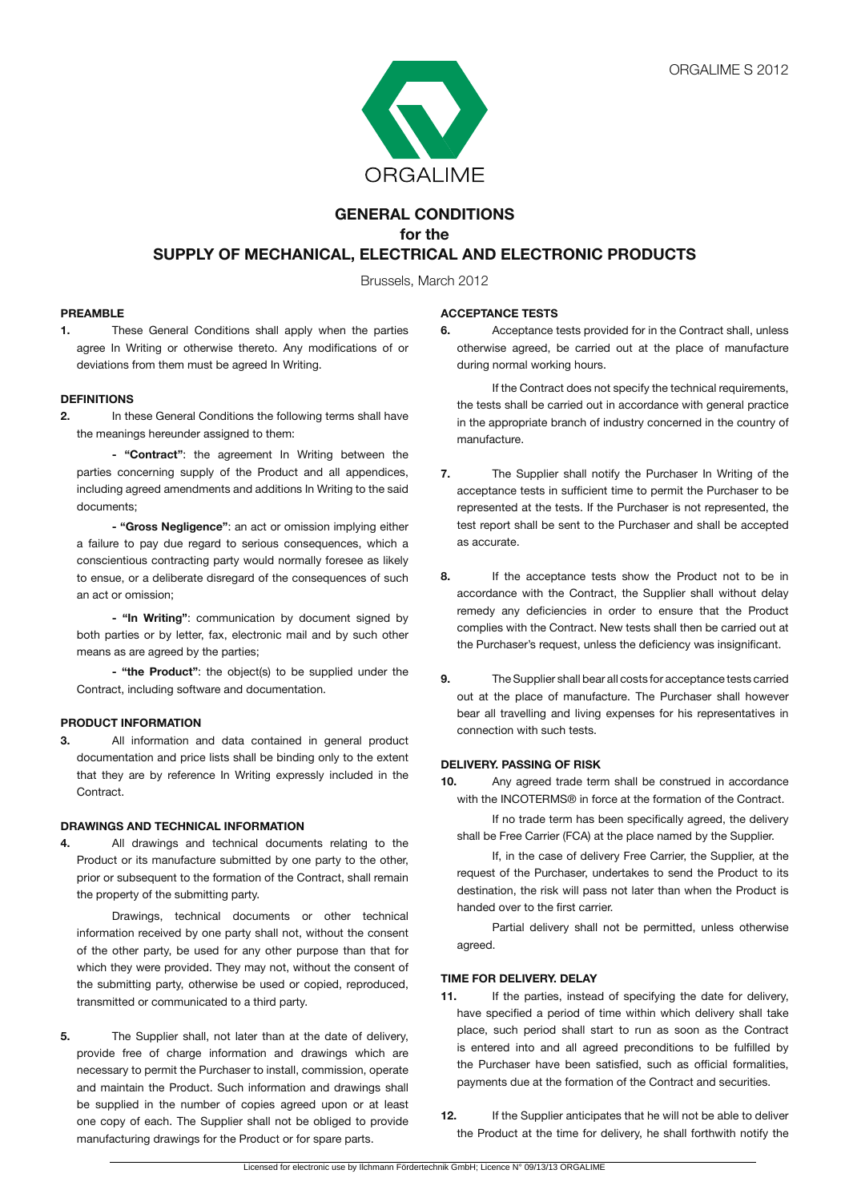ORGALIME S 2012

ORGALIME

# GENERAL CONDITIONS
## for the
## SUPPLY OF MECHANICAL, ELECTRICAL AND ELECTRONIC PRODUCTS

Brussels, March 2012

### PREAMBLE

**1.** These General Conditions shall apply when the parties agree In Writing or otherwise thereto. Any modifications of or deviations from them must be agreed In Writing.

### DEFINITIONS

**2.** In these General Conditions the following terms shall have the meanings hereunder assigned to them:

- **"Contract"**: the agreement In Writing between the parties concerning supply of the Product and all appendices, including agreed amendments and additions In Writing to the said documents;

- **"Gross Negligence"**: an act or omission implying either a failure to pay due regard to serious consequences, which a conscientious contracting party would normally foresee as likely to ensue, or a deliberate disregard of the consequences of such an act or omission;

- **"In Writing"**: communication by document signed by both parties or by letter, fax, electronic mail and by such other means as are agreed by the parties;

- **"the Product"**: the object(s) to be supplied under the Contract, including software and documentation.

### PRODUCT INFORMATION

**3.** All information and data contained in general product documentation and price lists shall be binding only to the extent that they are by reference In Writing expressly included in the Contract.

### DRAWINGS AND TECHNICAL INFORMATION

**4.** All drawings and technical documents relating to the Product or its manufacture submitted by one party to the other, prior or subsequent to the formation of the Contract, shall remain the property of the submitting party.

Drawings, technical documents or other technical information received by one party shall not, without the consent of the other party, be used for any other purpose than that for which they were provided. They may not, without the consent of the submitting party, otherwise be used or copied, reproduced, transmitted or communicated to a third party.

**5.** The Supplier shall, not later than at the date of delivery, provide free of charge information and drawings which are necessary to permit the Purchaser to install, commission, operate and maintain the Product. Such information and drawings shall be supplied in the number of copies agreed upon or at least one copy of each. The Supplier shall not be obliged to provide manufacturing drawings for the Product or for spare parts.

### ACCEPTANCE TESTS

**6.** Acceptance tests provided for in the Contract shall, unless otherwise agreed, be carried out at the place of manufacture during normal working hours.

If the Contract does not specify the technical requirements, the tests shall be carried out in accordance with general practice in the appropriate branch of industry concerned in the country of manufacture.

**7.** The Supplier shall notify the Purchaser In Writing of the acceptance tests in sufficient time to permit the Purchaser to be represented at the tests. If the Purchaser is not represented, the test report shall be sent to the Purchaser and shall be accepted as accurate.

**8.** If the acceptance tests show the Product not to be in accordance with the Contract, the Supplier shall without delay remedy any deficiencies in order to ensure that the Product complies with the Contract. New tests shall then be carried out at the Purchaser's request, unless the deficiency was insignificant.

**9.** The Supplier shall bear all costs for acceptance tests carried out at the place of manufacture. The Purchaser shall however bear all travelling and living expenses for his representatives in connection with such tests.

### DELIVERY. PASSING OF RISK

**10.** Any agreed trade term shall be construed in accordance with the INCOTERMS® in force at the formation of the Contract.

If no trade term has been specifically agreed, the delivery shall be Free Carrier (FCA) at the place named by the Supplier.

If, in the case of delivery Free Carrier, the Supplier, at the request of the Purchaser, undertakes to send the Product to its destination, the risk will pass not later than when the Product is handed over to the first carrier.

Partial delivery shall not be permitted, unless otherwise agreed.

### TIME FOR DELIVERY. DELAY

**11.** If the parties, instead of specifying the date for delivery, have specified a period of time within which delivery shall take place, such period shall start to run as soon as the Contract is entered into and all agreed preconditions to be fulfilled by the Purchaser have been satisfied, such as official formalities, payments due at the formation of the Contract and securities.

**12.** If the Supplier anticipates that he will not be able to deliver the Product at the time for delivery, he shall forthwith notify the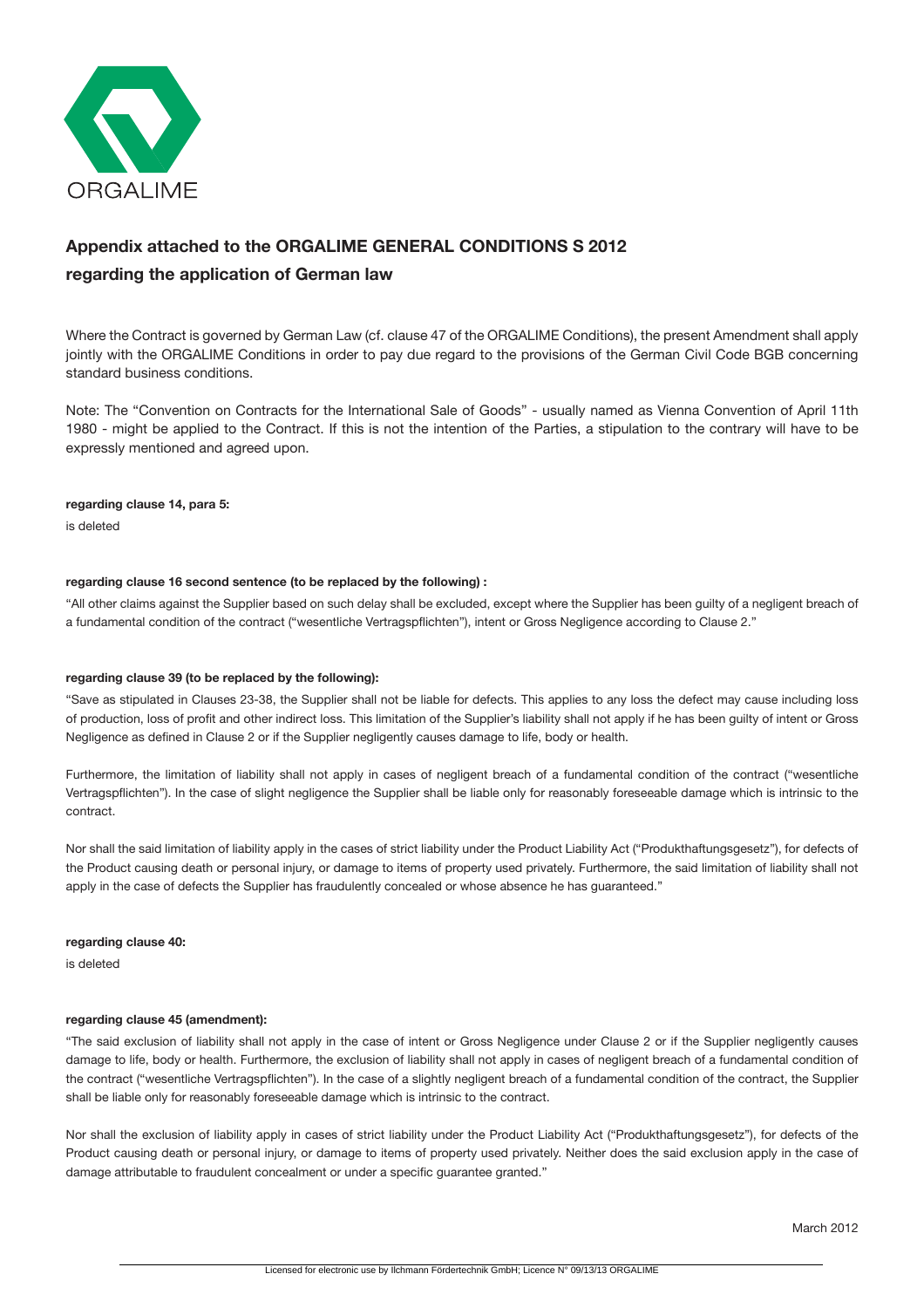ORGALIME

## Appendix attached to the ORGALIME GENERAL CONDITIONS S 2012
## regarding the application of German law

Where the Contract is governed by German Law (cf. clause 47 of the ORGALIME Conditions), the present Amendment shall apply jointly with the ORGALIME Conditions in order to pay due regard to the provisions of the German Civil Code BGB concerning standard business conditions.

Note: The "Convention on Contracts for the International Sale of Goods" - usually named as Vienna Convention of April 11th 1980 - might be applied to the Contract. If this is not the intention of the Parties, a stipulation to the contrary will have to be expressly mentioned and agreed upon.

**regarding clause 14, para 5:**

is deleted

**regarding clause 16 second sentence (to be replaced by the following) :**

"All other claims against the Supplier based on such delay shall be excluded, except where the Supplier has been guilty of a negligent breach of a fundamental condition of the contract ("wesentliche Vertragspflichten"), intent or Gross Negligence according to Clause 2."

**regarding clause 39 (to be replaced by the following):**

"Save as stipulated in Clauses 23-38, the Supplier shall not be liable for defects. This applies to any loss the defect may cause including loss of production, loss of profit and other indirect loss. This limitation of the Supplier's liability shall not apply if he has been guilty of intent or Gross Negligence as defined in Clause 2 or if the Supplier negligently causes damage to life, body or health.

Furthermore, the limitation of liability shall not apply in cases of negligent breach of a fundamental condition of the contract ("wesentliche Vertragspflichten"). In the case of slight negligence the Supplier shall be liable only for reasonably foreseeable damage which is intrinsic to the contract.

Nor shall the said limitation of liability apply in the cases of strict liability under the Product Liability Act ("Produkthaftungsgesetz"), for defects of the Product causing death or personal injury, or damage to items of property used privately. Furthermore, the said limitation of liability shall not apply in the case of defects the Supplier has fraudulently concealed or whose absence he has guaranteed."

**regarding clause 40:**

is deleted

**regarding clause 45 (amendment):**

"The said exclusion of liability shall not apply in the case of intent or Gross Negligence under Clause 2 or if the Supplier negligently causes damage to life, body or health. Furthermore, the exclusion of liability shall not apply in cases of negligent breach of a fundamental condition of the contract ("wesentliche Vertragspflichten"). In the case of a slightly negligent breach of a fundamental condition of the contract, the Supplier shall be liable only for reasonably foreseeable damage which is intrinsic to the contract.

Nor shall the exclusion of liability apply in cases of strict liability under the Product Liability Act ("Produkthaftungsgesetz"), for defects of the Product causing death or personal injury, or damage to items of property used privately. Neither does the said exclusion apply in the case of damage attributable to fraudulent concealment or under a specific guarantee granted."

March 2012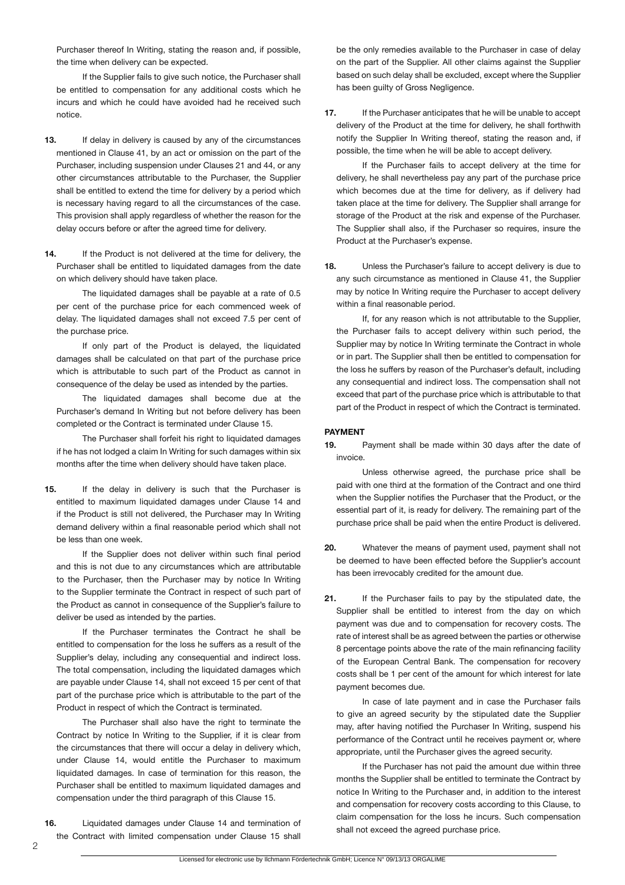Purchaser thereof In Writing, stating the reason and, if possible, the time when delivery can be expected.

If the Supplier fails to give such notice, the Purchaser shall be entitled to compensation for any additional costs which he incurs and which he could have avoided had he received such notice.

**13.** If delay in delivery is caused by any of the circumstances mentioned in Clause 41, by an act or omission on the part of the Purchaser, including suspension under Clauses 21 and 44, or any other circumstances attributable to the Purchaser, the Supplier shall be entitled to extend the time for delivery by a period which is necessary having regard to all the circumstances of the case. This provision shall apply regardless of whether the reason for the delay occurs before or after the agreed time for delivery.

**14.** If the Product is not delivered at the time for delivery, the Purchaser shall be entitled to liquidated damages from the date on which delivery should have taken place.

The liquidated damages shall be payable at a rate of 0.5 per cent of the purchase price for each commenced week of delay. The liquidated damages shall not exceed 7.5 per cent of the purchase price.

If only part of the Product is delayed, the liquidated damages shall be calculated on that part of the purchase price which is attributable to such part of the Product as cannot in consequence of the delay be used as intended by the parties.

The liquidated damages shall become due at the Purchaser's demand In Writing but not before delivery has been completed or the Contract is terminated under Clause 15.

The Purchaser shall forfeit his right to liquidated damages if he has not lodged a claim In Writing for such damages within six months after the time when delivery should have taken place.

**15.** If the delay in delivery is such that the Purchaser is entitled to maximum liquidated damages under Clause 14 and if the Product is still not delivered, the Purchaser may In Writing demand delivery within a final reasonable period which shall not be less than one week.

If the Supplier does not deliver within such final period and this is not due to any circumstances which are attributable to the Purchaser, then the Purchaser may by notice In Writing to the Supplier terminate the Contract in respect of such part of the Product as cannot in consequence of the Supplier's failure to deliver be used as intended by the parties.

If the Purchaser terminates the Contract he shall be entitled to compensation for the loss he suffers as a result of the Supplier's delay, including any consequential and indirect loss. The total compensation, including the liquidated damages which are payable under Clause 14, shall not exceed 15 per cent of that part of the purchase price which is attributable to the part of the Product in respect of which the Contract is terminated.

The Purchaser shall also have the right to terminate the Contract by notice In Writing to the Supplier, if it is clear from the circumstances that there will occur a delay in delivery which, under Clause 14, would entitle the Purchaser to maximum liquidated damages. In case of termination for this reason, the Purchaser shall be entitled to maximum liquidated damages and compensation under the third paragraph of this Clause 15.

**16.** Liquidated damages under Clause 14 and termination of the Contract with limited compensation under Clause 15 shall be the only remedies available to the Purchaser in case of delay on the part of the Supplier. All other claims against the Supplier based on such delay shall be excluded, except where the Supplier has been guilty of Gross Negligence.

**17.** If the Purchaser anticipates that he will be unable to accept delivery of the Product at the time for delivery, he shall forthwith notify the Supplier In Writing thereof, stating the reason and, if possible, the time when he will be able to accept delivery.

If the Purchaser fails to accept delivery at the time for delivery, he shall nevertheless pay any part of the purchase price which becomes due at the time for delivery, as if delivery had taken place at the time for delivery. The Supplier shall arrange for storage of the Product at the risk and expense of the Purchaser. The Supplier shall also, if the Purchaser so requires, insure the Product at the Purchaser's expense.

**18.** Unless the Purchaser's failure to accept delivery is due to any such circumstance as mentioned in Clause 41, the Supplier may by notice In Writing require the Purchaser to accept delivery within a final reasonable period.

If, for any reason which is not attributable to the Supplier, the Purchaser fails to accept delivery within such period, the Supplier may by notice In Writing terminate the Contract in whole or in part. The Supplier shall then be entitled to compensation for the loss he suffers by reason of the Purchaser's default, including any consequential and indirect loss. The compensation shall not exceed that part of the purchase price which is attributable to that part of the Product in respect of which the Contract is terminated.

### PAYMENT

**19.** Payment shall be made within 30 days after the date of invoice.

Unless otherwise agreed, the purchase price shall be paid with one third at the formation of the Contract and one third when the Supplier notifies the Purchaser that the Product, or the essential part of it, is ready for delivery. The remaining part of the purchase price shall be paid when the entire Product is delivered.

**20.** Whatever the means of payment used, payment shall not be deemed to have been effected before the Supplier's account has been irrevocably credited for the amount due.

**21.** If the Purchaser fails to pay by the stipulated date, the Supplier shall be entitled to interest from the day on which payment was due and to compensation for recovery costs. The rate of interest shall be as agreed between the parties or otherwise 8 percentage points above the rate of the main refinancing facility of the European Central Bank. The compensation for recovery costs shall be 1 per cent of the amount for which interest for late payment becomes due.

In case of late payment and in case the Purchaser fails to give an agreed security by the stipulated date the Supplier may, after having notified the Purchaser In Writing, suspend his performance of the Contract until he receives payment or, where appropriate, until the Purchaser gives the agreed security.

If the Purchaser has not paid the amount due within three months the Supplier shall be entitled to terminate the Contract by notice In Writing to the Purchaser and, in addition to the interest and compensation for recovery costs according to this Clause, to claim compensation for the loss he incurs. Such compensation shall not exceed the agreed purchase price.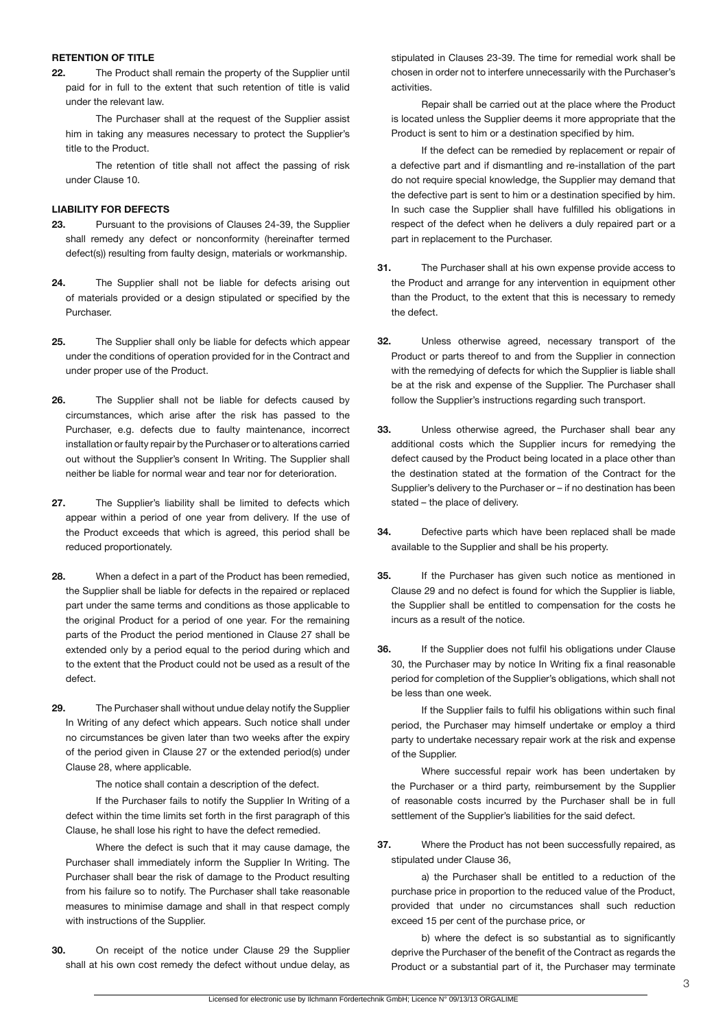## RETENTION OF TITLE

**22.** The Product shall remain the property of the Supplier until paid for in full to the extent that such retention of title is valid under the relevant law.

The Purchaser shall at the request of the Supplier assist him in taking any measures necessary to protect the Supplier's title to the Product.

The retention of title shall not affect the passing of risk under Clause 10.

## LIABILITY FOR DEFECTS

**23.** Pursuant to the provisions of Clauses 24-39, the Supplier shall remedy any defect or nonconformity (hereinafter termed defect(s)) resulting from faulty design, materials or workmanship.

**24.** The Supplier shall not be liable for defects arising out of materials provided or a design stipulated or specified by the Purchaser.

**25.** The Supplier shall only be liable for defects which appear under the conditions of operation provided for in the Contract and under proper use of the Product.

**26.** The Supplier shall not be liable for defects caused by circumstances, which arise after the risk has passed to the Purchaser, e.g. defects due to faulty maintenance, incorrect installation or faulty repair by the Purchaser or to alterations carried out without the Supplier's consent In Writing. The Supplier shall neither be liable for normal wear and tear nor for deterioration.

**27.** The Supplier's liability shall be limited to defects which appear within a period of one year from delivery. If the use of the Product exceeds that which is agreed, this period shall be reduced proportionately.

**28.** When a defect in a part of the Product has been remedied, the Supplier shall be liable for defects in the repaired or replaced part under the same terms and conditions as those applicable to the original Product for a period of one year. For the remaining parts of the Product the period mentioned in Clause 27 shall be extended only by a period equal to the period during which and to the extent that the Product could not be used as a result of the defect.

**29.** The Purchaser shall without undue delay notify the Supplier In Writing of any defect which appears. Such notice shall under no circumstances be given later than two weeks after the expiry of the period given in Clause 27 or the extended period(s) under Clause 28, where applicable.

The notice shall contain a description of the defect.

If the Purchaser fails to notify the Supplier In Writing of a defect within the time limits set forth in the first paragraph of this Clause, he shall lose his right to have the defect remedied.

Where the defect is such that it may cause damage, the Purchaser shall immediately inform the Supplier In Writing. The Purchaser shall bear the risk of damage to the Product resulting from his failure so to notify. The Purchaser shall take reasonable measures to minimise damage and shall in that respect comply with instructions of the Supplier.

**30.** On receipt of the notice under Clause 29 the Supplier shall at his own cost remedy the defect without undue delay, as stipulated in Clauses 23-39. The time for remedial work shall be chosen in order not to interfere unnecessarily with the Purchaser's activities.

Repair shall be carried out at the place where the Product is located unless the Supplier deems it more appropriate that the Product is sent to him or a destination specified by him.

If the defect can be remedied by replacement or repair of a defective part and if dismantling and re-installation of the part do not require special knowledge, the Supplier may demand that the defective part is sent to him or a destination specified by him. In such case the Supplier shall have fulfilled his obligations in respect of the defect when he delivers a duly repaired part or a part in replacement to the Purchaser.

**31.** The Purchaser shall at his own expense provide access to the Product and arrange for any intervention in equipment other than the Product, to the extent that this is necessary to remedy the defect.

**32.** Unless otherwise agreed, necessary transport of the Product or parts thereof to and from the Supplier in connection with the remedying of defects for which the Supplier is liable shall be at the risk and expense of the Supplier. The Purchaser shall follow the Supplier's instructions regarding such transport.

**33.** Unless otherwise agreed, the Purchaser shall bear any additional costs which the Supplier incurs for remedying the defect caused by the Product being located in a place other than the destination stated at the formation of the Contract for the Supplier's delivery to the Purchaser or – if no destination has been stated – the place of delivery.

**34.** Defective parts which have been replaced shall be made available to the Supplier and shall be his property.

**35.** If the Purchaser has given such notice as mentioned in Clause 29 and no defect is found for which the Supplier is liable, the Supplier shall be entitled to compensation for the costs he incurs as a result of the notice.

**36.** If the Supplier does not fulfil his obligations under Clause 30, the Purchaser may by notice In Writing fix a final reasonable period for completion of the Supplier's obligations, which shall not be less than one week.

If the Supplier fails to fulfil his obligations within such final period, the Purchaser may himself undertake or employ a third party to undertake necessary repair work at the risk and expense of the Supplier.

Where successful repair work has been undertaken by the Purchaser or a third party, reimbursement by the Supplier of reasonable costs incurred by the Purchaser shall be in full settlement of the Supplier's liabilities for the said defect.

**37.** Where the Product has not been successfully repaired, as stipulated under Clause 36,

a) the Purchaser shall be entitled to a reduction of the purchase price in proportion to the reduced value of the Product, provided that under no circumstances shall such reduction exceed 15 per cent of the purchase price, or

b) where the defect is so substantial as to significantly deprive the Purchaser of the benefit of the Contract as regards the Product or a substantial part of it, the Purchaser may terminate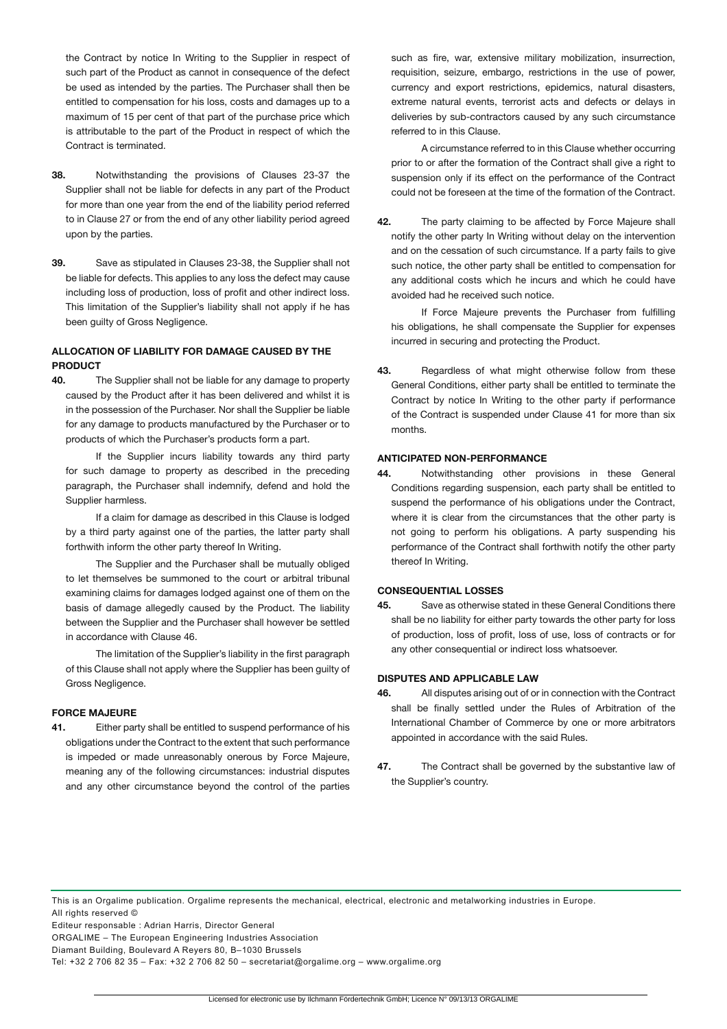the Contract by notice In Writing to the Supplier in respect of such part of the Product as cannot in consequence of the defect be used as intended by the parties. The Purchaser shall then be entitled to compensation for his loss, costs and damages up to a maximum of 15 per cent of that part of the purchase price which is attributable to the part of the Product in respect of which the Contract is terminated.

**38.** Notwithstanding the provisions of Clauses 23-37 the Supplier shall not be liable for defects in any part of the Product for more than one year from the end of the liability period referred to in Clause 27 or from the end of any other liability period agreed upon by the parties.

**39.** Save as stipulated in Clauses 23-38, the Supplier shall not be liable for defects. This applies to any loss the defect may cause including loss of production, loss of profit and other indirect loss. This limitation of the Supplier's liability shall not apply if he has been guilty of Gross Negligence.

### ALLOCATION OF LIABILITY FOR DAMAGE CAUSED BY THE PRODUCT

**40.** The Supplier shall not be liable for any damage to property caused by the Product after it has been delivered and whilst it is in the possession of the Purchaser. Nor shall the Supplier be liable for any damage to products manufactured by the Purchaser or to products of which the Purchaser's products form a part.

If the Supplier incurs liability towards any third party for such damage to property as described in the preceding paragraph, the Purchaser shall indemnify, defend and hold the Supplier harmless.

If a claim for damage as described in this Clause is lodged by a third party against one of the parties, the latter party shall forthwith inform the other party thereof In Writing.

The Supplier and the Purchaser shall be mutually obliged to let themselves be summoned to the court or arbitral tribunal examining claims for damages lodged against one of them on the basis of damage allegedly caused by the Product. The liability between the Supplier and the Purchaser shall however be settled in accordance with Clause 46.

The limitation of the Supplier's liability in the first paragraph of this Clause shall not apply where the Supplier has been guilty of Gross Negligence.

### FORCE MAJEURE

**41.** Either party shall be entitled to suspend performance of his obligations under the Contract to the extent that such performance is impeded or made unreasonably onerous by Force Majeure, meaning any of the following circumstances: industrial disputes and any other circumstance beyond the control of the parties such as fire, war, extensive military mobilization, insurrection, requisition, seizure, embargo, restrictions in the use of power, currency and export restrictions, epidemics, natural disasters, extreme natural events, terrorist acts and defects or delays in deliveries by sub-contractors caused by any such circumstance referred to in this Clause.

A circumstance referred to in this Clause whether occurring prior to or after the formation of the Contract shall give a right to suspension only if its effect on the performance of the Contract could not be foreseen at the time of the formation of the Contract.

**42.** The party claiming to be affected by Force Majeure shall notify the other party In Writing without delay on the intervention and on the cessation of such circumstance. If a party fails to give such notice, the other party shall be entitled to compensation for any additional costs which he incurs and which he could have avoided had he received such notice.

If Force Majeure prevents the Purchaser from fulfilling his obligations, he shall compensate the Supplier for expenses incurred in securing and protecting the Product.

**43.** Regardless of what might otherwise follow from these General Conditions, either party shall be entitled to terminate the Contract by notice In Writing to the other party if performance of the Contract is suspended under Clause 41 for more than six months.

### ANTICIPATED NON-PERFORMANCE

**44.** Notwithstanding other provisions in these General Conditions regarding suspension, each party shall be entitled to suspend the performance of his obligations under the Contract, where it is clear from the circumstances that the other party is not going to perform his obligations. A party suspending his performance of the Contract shall forthwith notify the other party thereof In Writing.

### CONSEQUENTIAL LOSSES

**45.** Save as otherwise stated in these General Conditions there shall be no liability for either party towards the other party for loss of production, loss of profit, loss of use, loss of contracts or for any other consequential or indirect loss whatsoever.

### DISPUTES AND APPLICABLE LAW

**46.** All disputes arising out of or in connection with the Contract shall be finally settled under the Rules of Arbitration of the International Chamber of Commerce by one or more arbitrators appointed in accordance with the said Rules.

**47.** The Contract shall be governed by the substantive law of the Supplier's country.

This is an Orgalime publication. Orgalime represents the mechanical, electrical, electronic and metalworking industries in Europe.
All rights reserved ©
Editeur responsable : Adrian Harris, Director General
ORGALIME – The European Engineering Industries Association
Diamant Building, Boulevard A Reyers 80, B–1030 Brussels
Tel: +32 2 706 82 35 – Fax: +32 2 706 82 50 – secretariat@orgalime.org – www.orgalime.org

Licensed for electronic use by Ilchmann Fördertechnik GmbH; Licence N° 09/13/13 ORGALIME